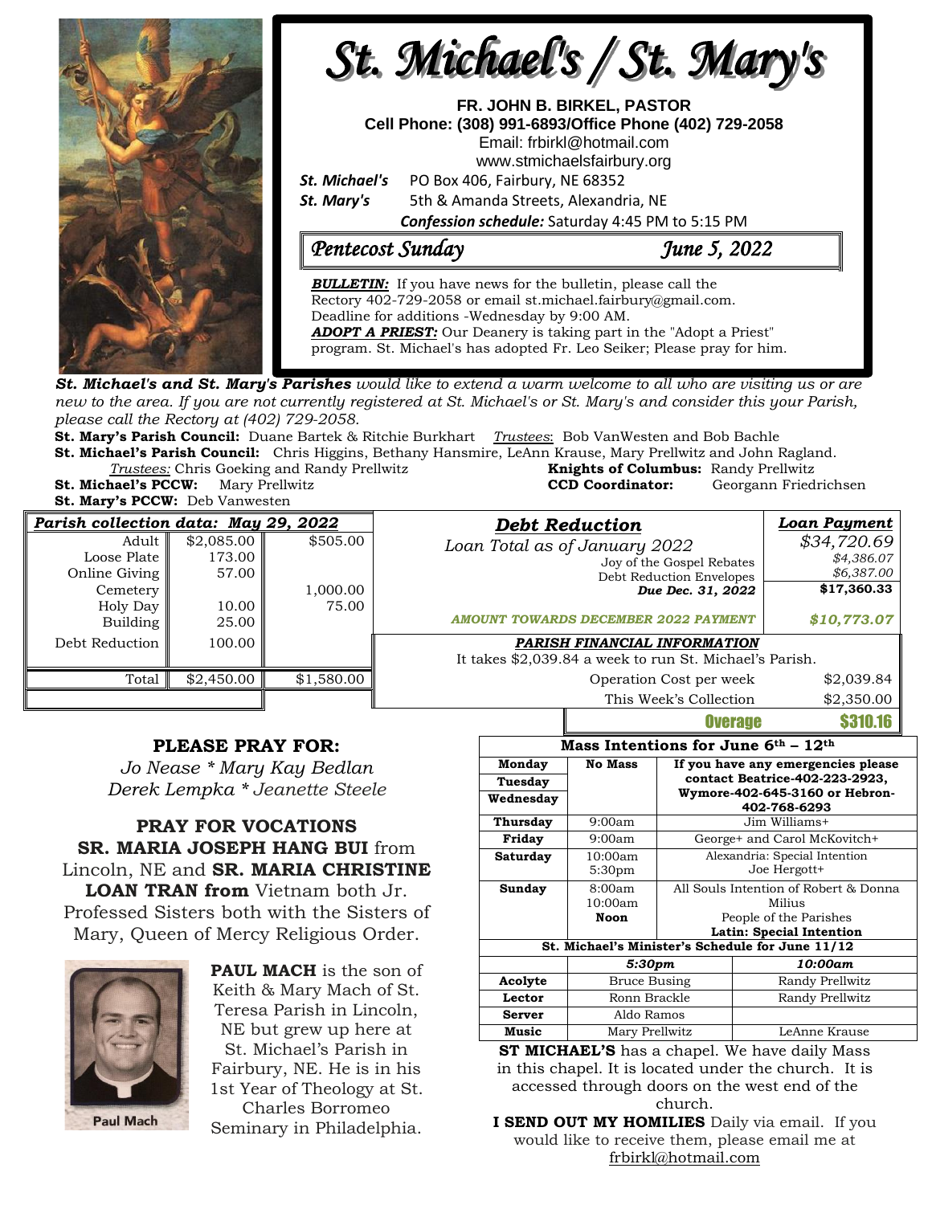# St. Michael's / St. Mary's

**FR. JOHN B. BIRKEL, PASTOR**
**Cell Phone: (308) 991-6893/Office Phone (402) 729-2058**
Email: frbirkl@hotmail.com
www.stmichaelsfairbury.org

***St. Michael's*** PO Box 406, Fairbury, NE 68352
***St. Mary's*** 5th & Amanda Streets, Alexandria, NE

***Confession schedule:*** Saturday 4:45 PM to 5:15 PM

## *Pentecost Sunday* — *June 5, 2022*

***BULLETIN:*** If you have news for the bulletin, please call the Rectory 402-729-2058 or email st.michael.fairbury@gmail.com. Deadline for additions -Wednesday by 9:00 AM.
***ADOPT A PRIEST:*** Our Deanery is taking part in the "Adopt a Priest" program. St. Michael's has adopted Fr. Leo Seiker; Please pray for him.

***St. Michael's and St. Mary's Parishes*** *would like to extend a warm welcome to all who are visiting us or are new to the area. If you are not currently registered at St. Michael's or St. Mary's and consider this your Parish, please call the Rectory at (402) 729-2058.*

**St. Mary's Parish Council:** Duane Bartek & Ritchie Burkhart *Trustees*: Bob VanWesten and Bob Bachle
**St. Michael's Parish Council:** Chris Higgins, Bethany Hansmire, LeAnn Krause, Mary Prellwitz and John Ragland.
*Trustees:* Chris Goeking and Randy Prellwitz
**Knights of Columbus:** Randy Prellwitz
**St. Michael's PCCW:** Mary Prellwitz
**CCD Coordinator:** Georgann Friedrichsen
**St. Mary's PCCW:** Deb Vanwesten

| *Parish collection data: May 29, 2022* | | |
|---|---|---|
| Adult | $2,085.00 | $505.00 |
| Loose Plate | 173.00 | |
| Online Giving | 57.00 | |
| Cemetery | | 1,000.00 |
| Holy Day | 10.00 | 75.00 |
| Building | 25.00 | |
| Debt Reduction | 100.00 | |
| Total | $2,450.00 | $1,580.00 |

| *Debt Reduction* | *Loan Payment* |
|---|---|
| *Loan Total as of January 2022* | *$34,720.69* |
| Joy of the Gospel Rebates | *$4,386.07* |
| Debt Reduction Envelopes | *$6,387.00* |
| ***Due Dec. 31, 2022*** | **$17,360.33** |
| ***AMOUNT TOWARDS DECEMBER 2022 PAYMENT*** | ***$10,773.07*** |

***PARISH FINANCIAL INFORMATION***
It takes $2,039.84 a week to run St. Michael's Parish.

| | |
|---|---|
| Operation Cost per week | $2,039.84 |
| This Week's Collection | $2,350.00 |
| **Overage** | **$310.16** |

## PLEASE PRAY FOR:

*Jo Nease * Mary Kay Bedlan*
*Derek Lempka * Jeanette Steele*

## PRAY FOR VOCATIONS

**SR. MARIA JOSEPH HANG BUI** from Lincoln, NE and **SR. MARIA CHRISTINE LOAN TRAN from** Vietnam both Jr. Professed Sisters both with the Sisters of Mary, Queen of Mercy Religious Order.

Paul Mach

**PAUL MACH** is the son of Keith & Mary Mach of St. Teresa Parish in Lincoln, NE but grew up here at St. Michael's Parish in Fairbury, NE. He is in his 1st Year of Theology at St. Charles Borromeo Seminary in Philadelphia.

| **Mass Intentions for June 6th – 12th** | | |
|---|---|---|
| **Monday** | **No Mass** | **If you have any emergencies please contact Beatrice-402-223-2923, Wymore-402-645-3160 or Hebron-402-768-6293** |
| **Tuesday** | | |
| **Wednesday** | | |
| **Thursday** | 9:00am | Jim Williams+ |
| **Friday** | 9:00am | George+ and Carol McKovitch+ |
| **Saturday** | 10:00am<br>5:30pm | Alexandria: Special Intention<br>Joe Hergott+ |
| **Sunday** | 8:00am<br>10:00am<br>**Noon** | All Souls Intention of Robert & Donna Milius<br>People of the Parishes<br>**Latin: Special Intention** |

| **St. Michael's Minister's Schedule for June 11/12** | | |
|---|---|---|
| | ***5:30pm*** | ***10:00am*** |
| **Acolyte** | Bruce Busing | Randy Prellwitz |
| **Lector** | Ronn Brackle | Randy Prellwitz |
| **Server** | Aldo Ramos | |
| **Music** | Mary Prellwitz | LeAnne Krause |

**ST MICHAEL'S** has a chapel. We have daily Mass in this chapel. It is located under the church. It is accessed through doors on the west end of the church.

**I SEND OUT MY HOMILIES** Daily via email. If you would like to receive them, please email me at frbirkl@hotmail.com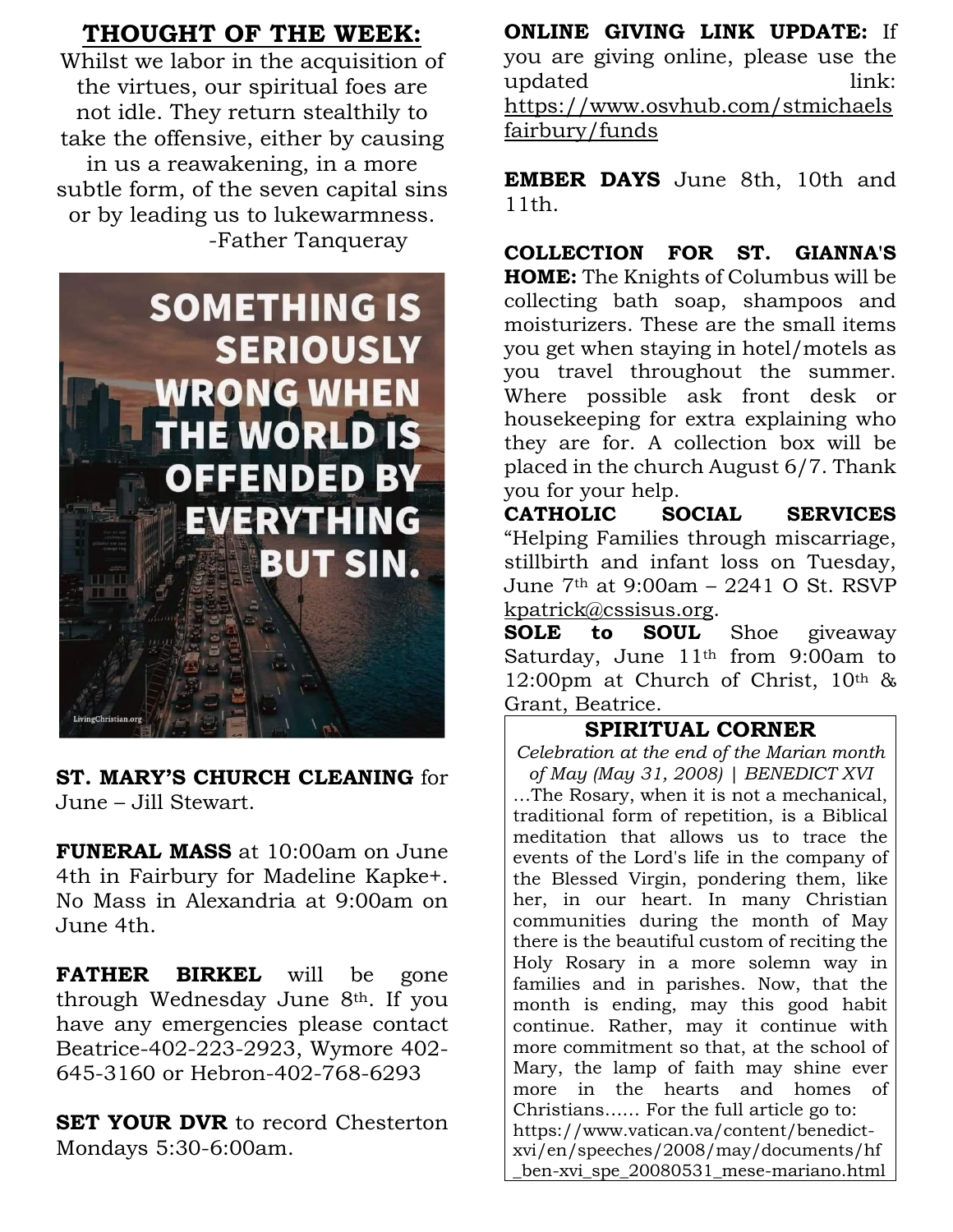## THOUGHT OF THE WEEK:

Whilst we labor in the acquisition of the virtues, our spiritual foes are not idle. They return stealthily to take the offensive, either by causing in us a reawakening, in a more subtle form, of the seven capital sins or by leading us to lukewarmness.
-Father Tanqueray

SOMETHING IS SERIOUSLY WRONG WHEN THE WORLD IS OFFENDED BY EVERYTHING BUT SIN.

LivingChristian.org

**ST. MARY'S CHURCH CLEANING** for June – Jill Stewart.

**FUNERAL MASS** at 10:00am on June 4th in Fairbury for Madeline Kapke+. No Mass in Alexandria at 9:00am on June 4th.

**FATHER BIRKEL** will be gone through Wednesday June 8th. If you have any emergencies please contact Beatrice-402-223-2923, Wymore 402-645-3160 or Hebron-402-768-6293

**SET YOUR DVR** to record Chesterton Mondays 5:30-6:00am.

**ONLINE GIVING LINK UPDATE:** If you are giving online, please use the updated link: https://www.osvhub.com/stmichaelsfairbury/funds

**EMBER DAYS** June 8th, 10th and 11th.

**COLLECTION FOR ST. GIANNA'S HOME:** The Knights of Columbus will be collecting bath soap, shampoos and moisturizers. These are the small items you get when staying in hotel/motels as you travel throughout the summer. Where possible ask front desk or housekeeping for extra explaining who they are for. A collection box will be placed in the church August 6/7. Thank you for your help.

**CATHOLIC SOCIAL SERVICES** "Helping Families through miscarriage, stillbirth and infant loss on Tuesday, June 7th at 9:00am – 2241 O St. RSVP kpatrick@cssisus.org.

**SOLE to SOUL** Shoe giveaway Saturday, June 11th from 9:00am to 12:00pm at Church of Christ, 10th & Grant, Beatrice.

### SPIRITUAL CORNER

*Celebration at the end of the Marian month of May (May 31, 2008) | BENEDICT XVI*

…The Rosary, when it is not a mechanical, traditional form of repetition, is a Biblical meditation that allows us to trace the events of the Lord's life in the company of the Blessed Virgin, pondering them, like her, in our heart. In many Christian communities during the month of May there is the beautiful custom of reciting the Holy Rosary in a more solemn way in families and in parishes. Now, that the month is ending, may this good habit continue. Rather, may it continue with more commitment so that, at the school of Mary, the lamp of faith may shine ever more in the hearts and homes of Christians…… For the full article go to: https://www.vatican.va/content/benedict-xvi/en/speeches/2008/may/documents/hf_ben-xvi_spe_20080531_mese-mariano.html